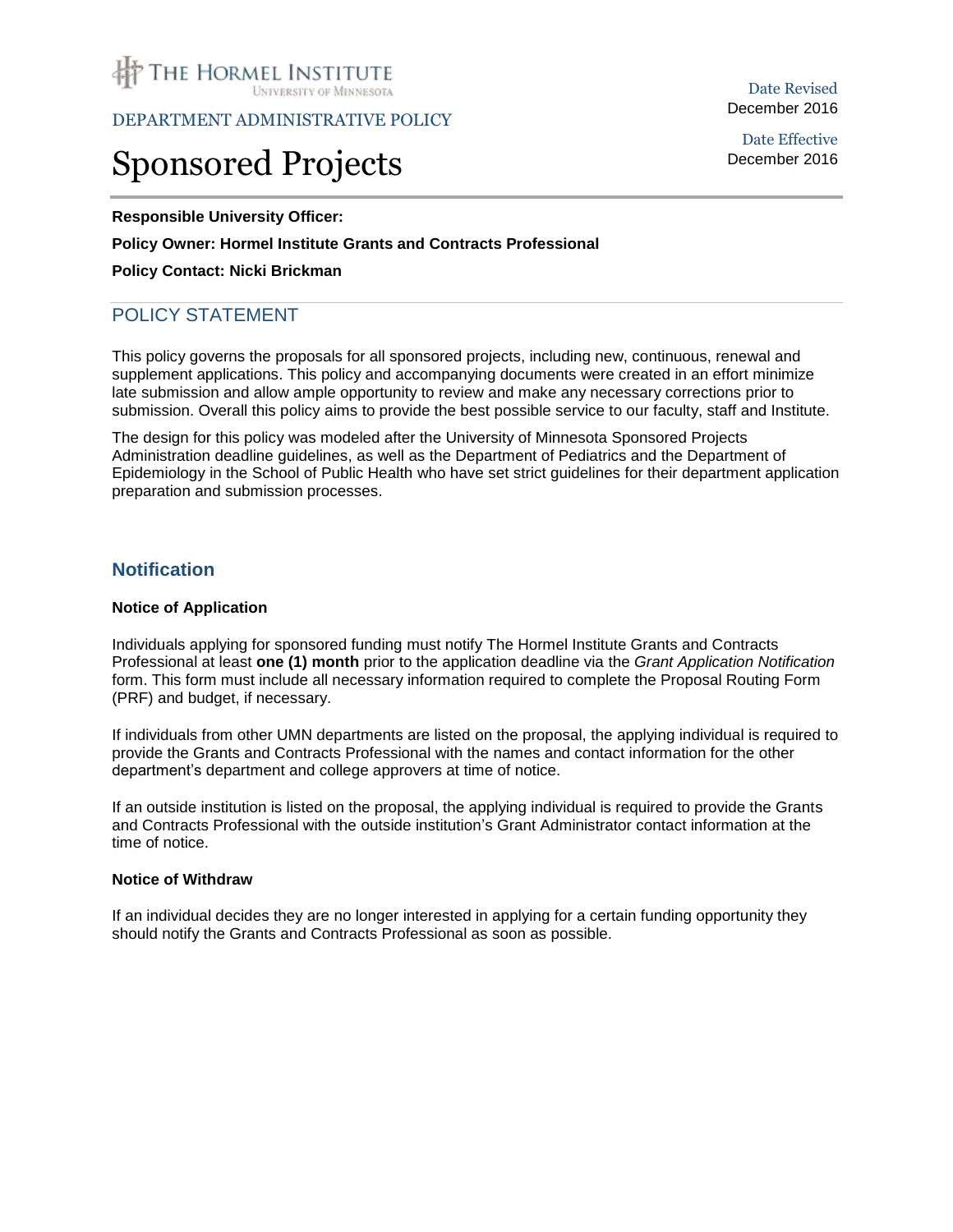THE HORMEL INSTITUTE
UNIVERSITY OF MINNESOTA

DEPARTMENT ADMINISTRATIVE POLICY

# Sponsored Projects

Date Revised
December 2016

Date Effective
December 2016

**Responsible University Officer:**

**Policy Owner: Hormel Institute Grants and Contracts Professional**

**Policy Contact: Nicki Brickman**

## POLICY STATEMENT

This policy governs the proposals for all sponsored projects, including new, continuous, renewal and supplement applications. This policy and accompanying documents were created in an effort minimize late submission and allow ample opportunity to review and make any necessary corrections prior to submission. Overall this policy aims to provide the best possible service to our faculty, staff and Institute.

The design for this policy was modeled after the University of Minnesota Sponsored Projects Administration deadline guidelines, as well as the Department of Pediatrics and the Department of Epidemiology in the School of Public Health who have set strict guidelines for their department application preparation and submission processes.

## Notification

### Notice of Application

Individuals applying for sponsored funding must notify The Hormel Institute Grants and Contracts Professional at least **one (1) month** prior to the application deadline via the *Grant Application Notification* form. This form must include all necessary information required to complete the Proposal Routing Form (PRF) and budget, if necessary.

If individuals from other UMN departments are listed on the proposal, the applying individual is required to provide the Grants and Contracts Professional with the names and contact information for the other department's department and college approvers at time of notice.

If an outside institution is listed on the proposal, the applying individual is required to provide the Grants and Contracts Professional with the outside institution's Grant Administrator contact information at the time of notice.

### Notice of Withdraw

If an individual decides they are no longer interested in applying for a certain funding opportunity they should notify the Grants and Contracts Professional as soon as possible.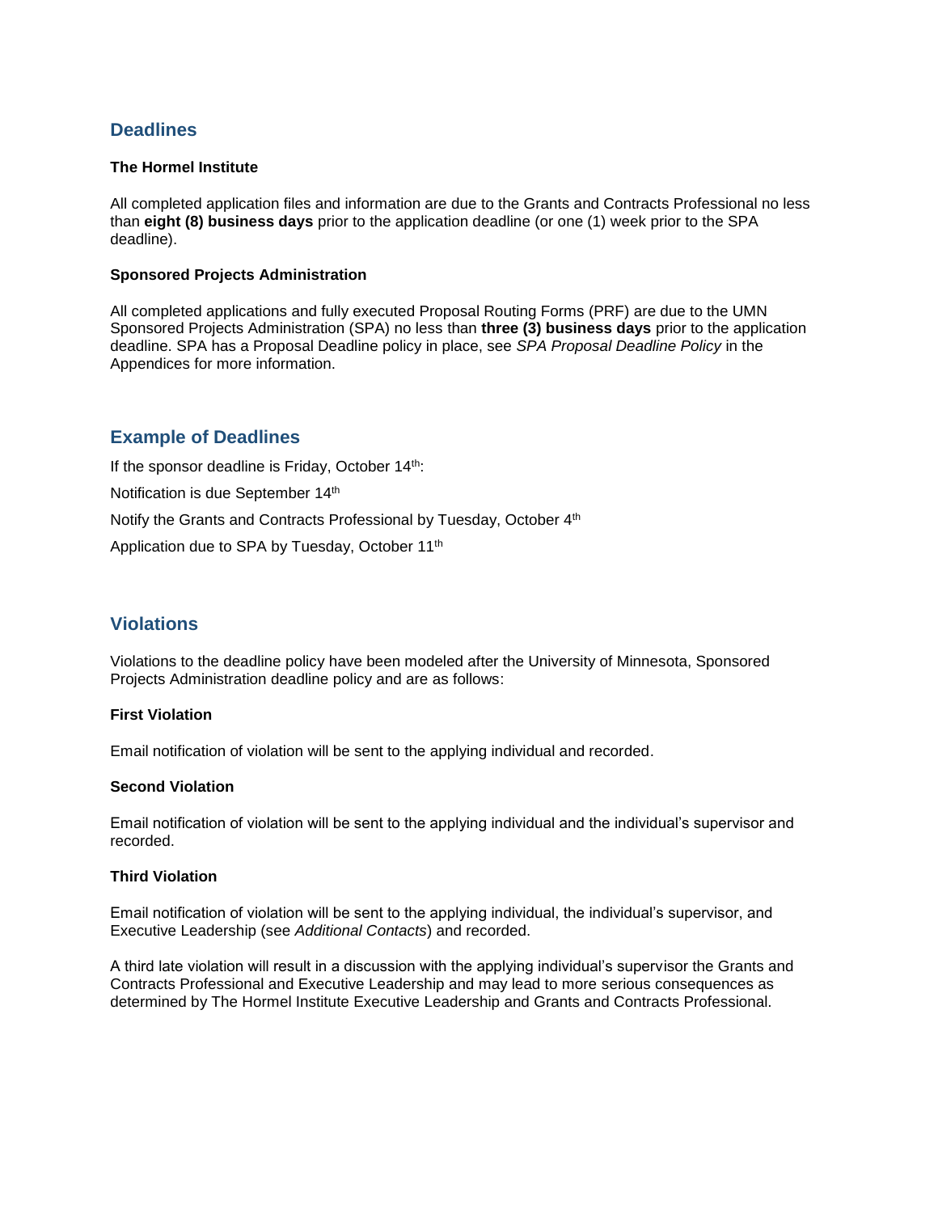## Deadlines

**The Hormel Institute**

All completed application files and information are due to the Grants and Contracts Professional no less than **eight (8) business days** prior to the application deadline (or one (1) week prior to the SPA deadline).

**Sponsored Projects Administration**

All completed applications and fully executed Proposal Routing Forms (PRF) are due to the UMN Sponsored Projects Administration (SPA) no less than **three (3) business days** prior to the application deadline. SPA has a Proposal Deadline policy in place, see *SPA Proposal Deadline Policy* in the Appendices for more information.

## Example of Deadlines

If the sponsor deadline is Friday, October 14th:

Notification is due September 14th

Notify the Grants and Contracts Professional by Tuesday, October 4th

Application due to SPA by Tuesday, October 11th

## Violations

Violations to the deadline policy have been modeled after the University of Minnesota, Sponsored Projects Administration deadline policy and are as follows:

**First Violation**

Email notification of violation will be sent to the applying individual and recorded.

**Second Violation**

Email notification of violation will be sent to the applying individual and the individual's supervisor and recorded.

**Third Violation**

Email notification of violation will be sent to the applying individual, the individual's supervisor, and Executive Leadership (see *Additional Contacts*) and recorded.

A third late violation will result in a discussion with the applying individual's supervisor the Grants and Contracts Professional and Executive Leadership and may lead to more serious consequences as determined by The Hormel Institute Executive Leadership and Grants and Contracts Professional.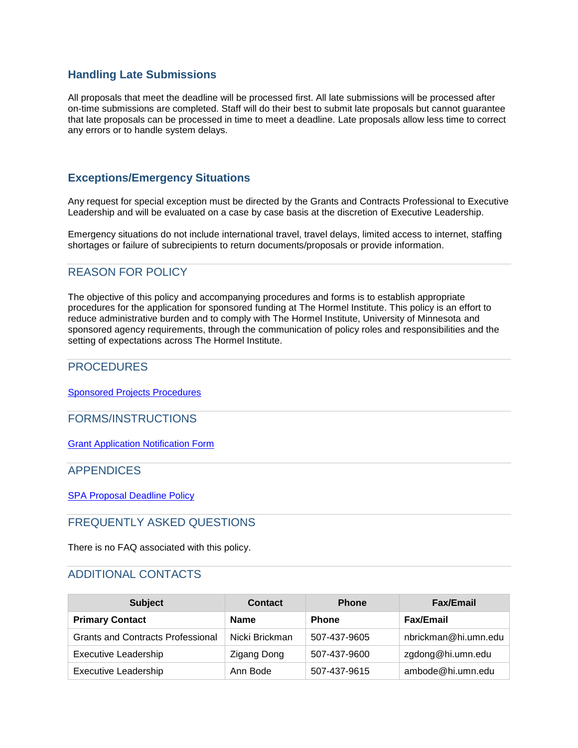### Handling Late Submissions

All proposals that meet the deadline will be processed first. All late submissions will be processed after on-time submissions are completed. Staff will do their best to submit late proposals but cannot guarantee that late proposals can be processed in time to meet a deadline. Late proposals allow less time to correct any errors or to handle system delays.

### Exceptions/Emergency Situations

Any request for special exception must be directed by the Grants and Contracts Professional to Executive Leadership and will be evaluated on a case by case basis at the discretion of Executive Leadership.

Emergency situations do not include international travel, travel delays, limited access to internet, staffing shortages or failure of subrecipients to return documents/proposals or provide information.

## REASON FOR POLICY

The objective of this policy and accompanying procedures and forms is to establish appropriate procedures for the application for sponsored funding at The Hormel Institute. This policy is an effort to reduce administrative burden and to comply with The Hormel Institute, University of Minnesota and sponsored agency requirements, through the communication of policy roles and responsibilities and the setting of expectations across The Hormel Institute.

## PROCEDURES

Sponsored Projects Procedures

## FORMS/INSTRUCTIONS

Grant Application Notification Form

## APPENDICES

SPA Proposal Deadline Policy

## FREQUENTLY ASKED QUESTIONS

There is no FAQ associated with this policy.

## ADDITIONAL CONTACTS

| Subject | Contact | Phone | Fax/Email |
|---|---|---|---|
| **Primary Contact** | **Name** | **Phone** | **Fax/Email** |
| Grants and Contracts Professional | Nicki Brickman | 507-437-9605 | nbrickman@hi.umn.edu |
| Executive Leadership | Zigang Dong | 507-437-9600 | zgdong@hi.umn.edu |
| Executive Leadership | Ann Bode | 507-437-9615 | ambode@hi.umn.edu |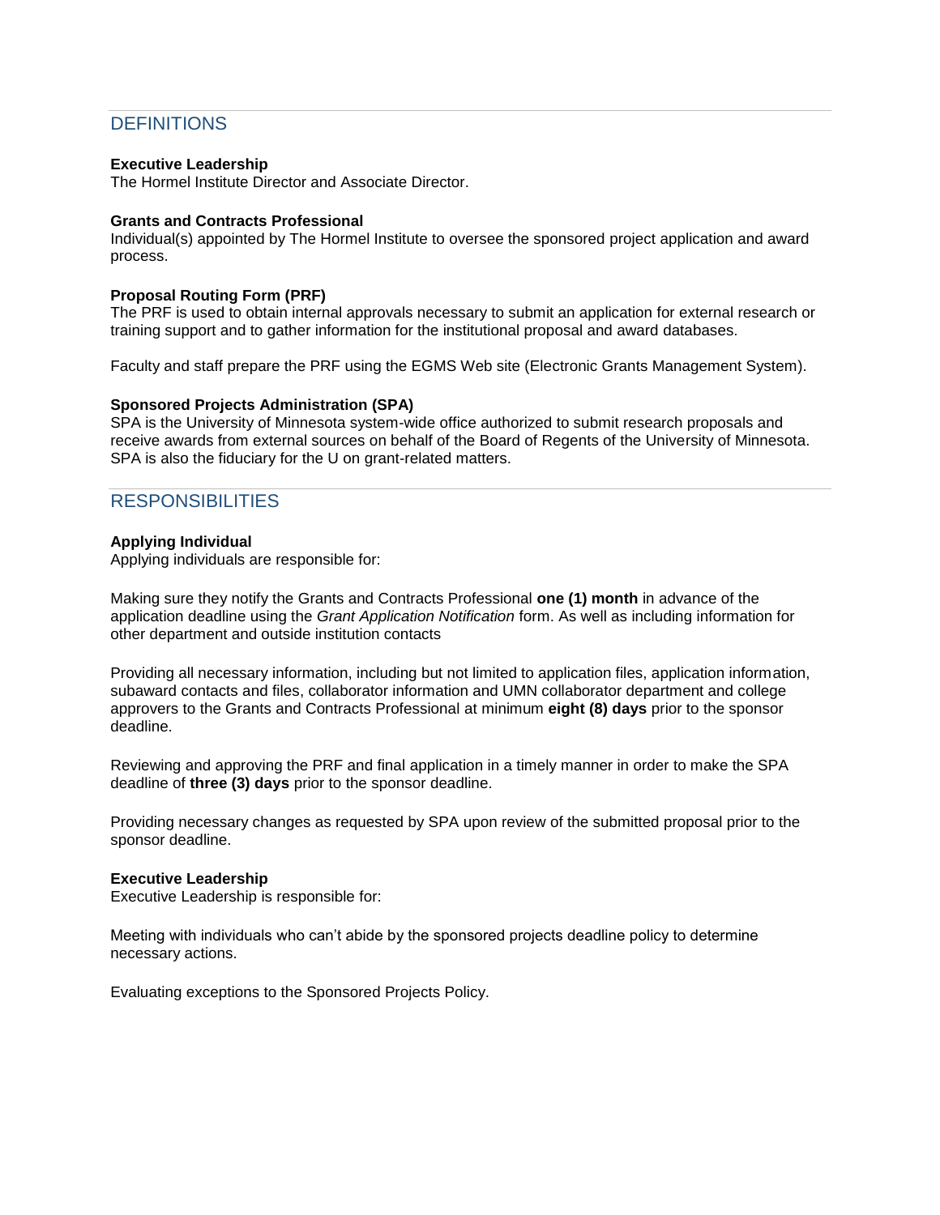## DEFINITIONS

**Executive Leadership**
The Hormel Institute Director and Associate Director.

**Grants and Contracts Professional**
Individual(s) appointed by The Hormel Institute to oversee the sponsored project application and award process.

**Proposal Routing Form (PRF)**
The PRF is used to obtain internal approvals necessary to submit an application for external research or training support and to gather information for the institutional proposal and award databases.

Faculty and staff prepare the PRF using the EGMS Web site (Electronic Grants Management System).

**Sponsored Projects Administration (SPA)**
SPA is the University of Minnesota system-wide office authorized to submit research proposals and receive awards from external sources on behalf of the Board of Regents of the University of Minnesota. SPA is also the fiduciary for the U on grant-related matters.

## RESPONSIBILITIES

**Applying Individual**
Applying individuals are responsible for:

Making sure they notify the Grants and Contracts Professional **one (1) month** in advance of the application deadline using the *Grant Application Notification* form. As well as including information for other department and outside institution contacts

Providing all necessary information, including but not limited to application files, application information, subaward contacts and files, collaborator information and UMN collaborator department and college approvers to the Grants and Contracts Professional at minimum **eight (8) days** prior to the sponsor deadline.

Reviewing and approving the PRF and final application in a timely manner in order to make the SPA deadline of **three (3) days** prior to the sponsor deadline.

Providing necessary changes as requested by SPA upon review of the submitted proposal prior to the sponsor deadline.

**Executive Leadership**
Executive Leadership is responsible for:

Meeting with individuals who can't abide by the sponsored projects deadline policy to determine necessary actions.

Evaluating exceptions to the Sponsored Projects Policy.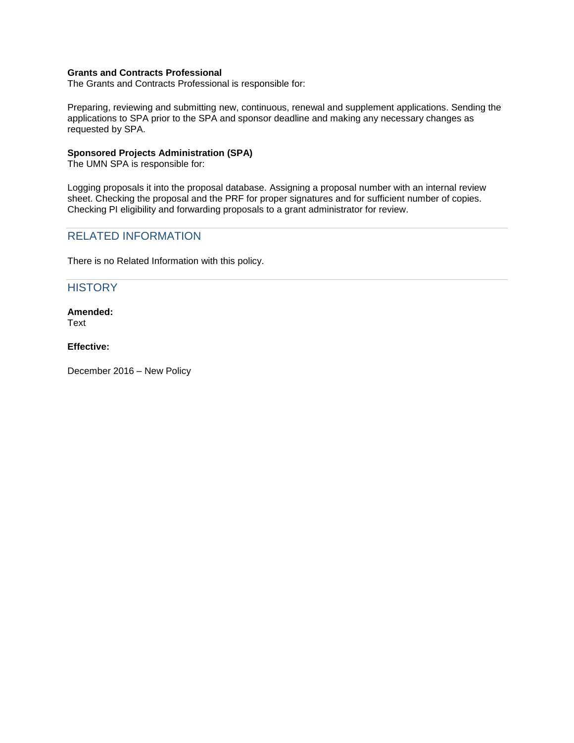**Grants and Contracts Professional**
The Grants and Contracts Professional is responsible for:

Preparing, reviewing and submitting new, continuous, renewal and supplement applications. Sending the applications to SPA prior to the SPA and sponsor deadline and making any necessary changes as requested by SPA.

**Sponsored Projects Administration (SPA)**
The UMN SPA is responsible for:

Logging proposals it into the proposal database. Assigning a proposal number with an internal review sheet. Checking the proposal and the PRF for proper signatures and for sufficient number of copies. Checking PI eligibility and forwarding proposals to a grant administrator for review.

## RELATED INFORMATION

There is no Related Information with this policy.

## HISTORY

**Amended:**
Text

**Effective:**

December 2016 – New Policy